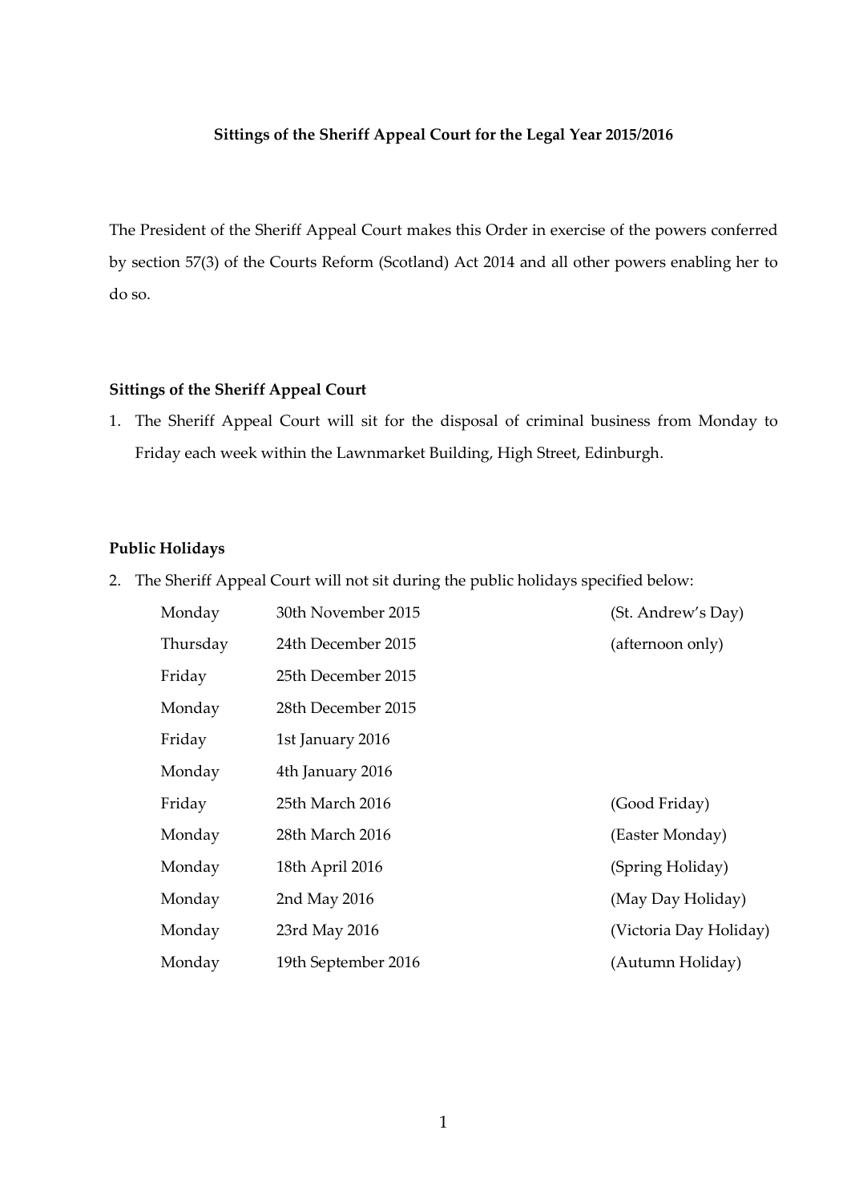**Sittings of the Sheriff Appeal Court for the Legal Year 2015/2016**

The President of the Sheriff Appeal Court makes this Order in exercise of the powers conferred by section 57(3) of the Courts Reform (Scotland) Act 2014 and all other powers enabling her to do so.

**Sittings of the Sheriff Appeal Court**

1. The Sheriff Appeal Court will sit for the disposal of criminal business from Monday to Friday each week within the Lawnmarket Building, High Street, Edinburgh.

**Public Holidays**

2. The Sheriff Appeal Court will not sit during the public holidays specified below:

| | | |
|---|---|---|
| Monday | 30th November 2015 | (St. Andrew's Day) |
| Thursday | 24th December 2015 | (afternoon only) |
| Friday | 25th December 2015 | |
| Monday | 28th December 2015 | |
| Friday | 1st January 2016 | |
| Monday | 4th January 2016 | |
| Friday | 25th March 2016 | (Good Friday) |
| Monday | 28th March 2016 | (Easter Monday) |
| Monday | 18th April 2016 | (Spring Holiday) |
| Monday | 2nd May 2016 | (May Day Holiday) |
| Monday | 23rd May 2016 | (Victoria Day Holiday) |
| Monday | 19th September 2016 | (Autumn Holiday) |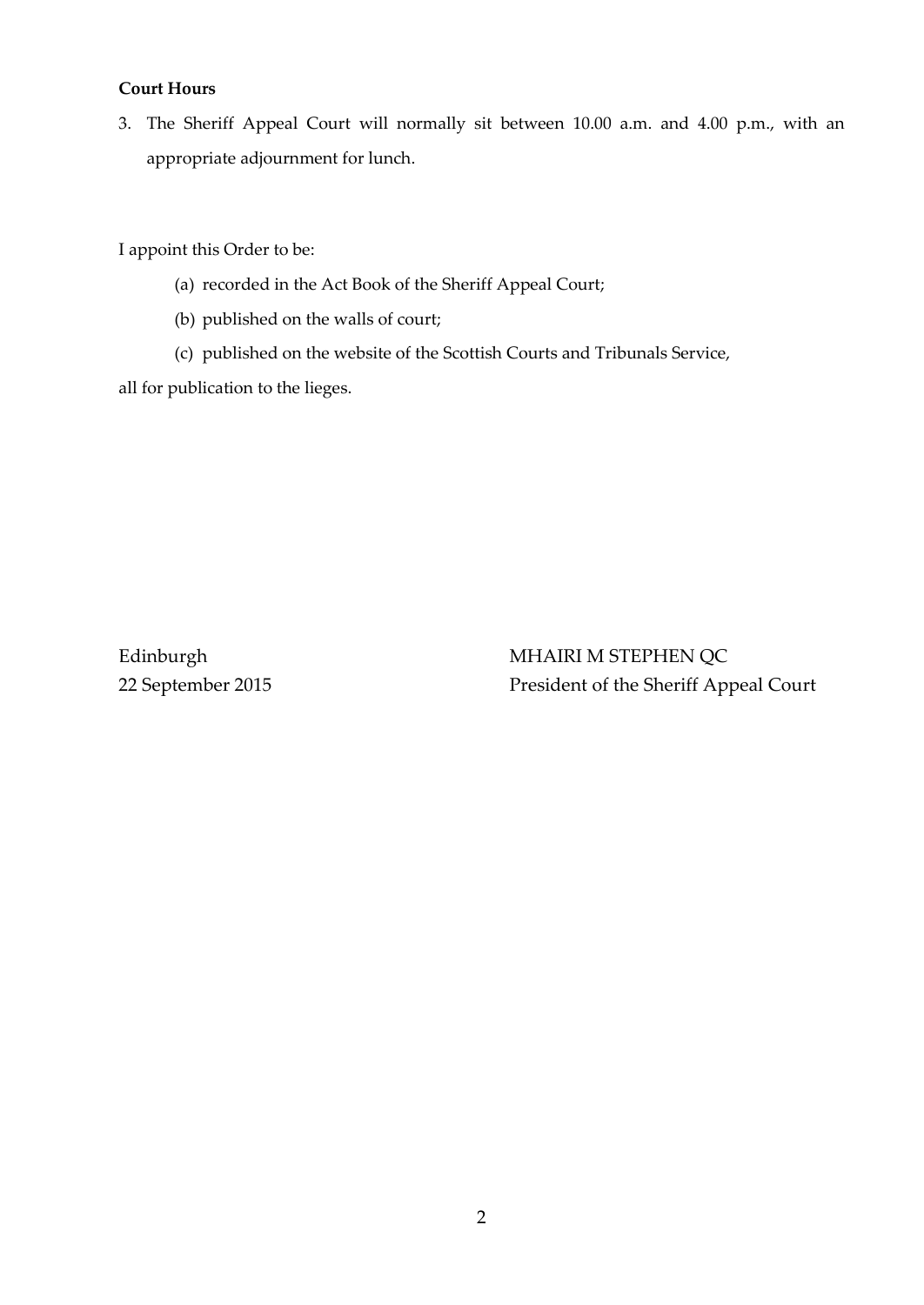**Court Hours**

3. The Sheriff Appeal Court will normally sit between 10.00 a.m. and 4.00 p.m., with an appropriate adjournment for lunch.

I appoint this Order to be:

(a) recorded in the Act Book of the Sheriff Appeal Court;

(b) published on the walls of court;

(c) published on the website of the Scottish Courts and Tribunals Service,

all for publication to the lieges.

Edinburgh
22 September 2015

MHAIRI M STEPHEN QC
President of the Sheriff Appeal Court